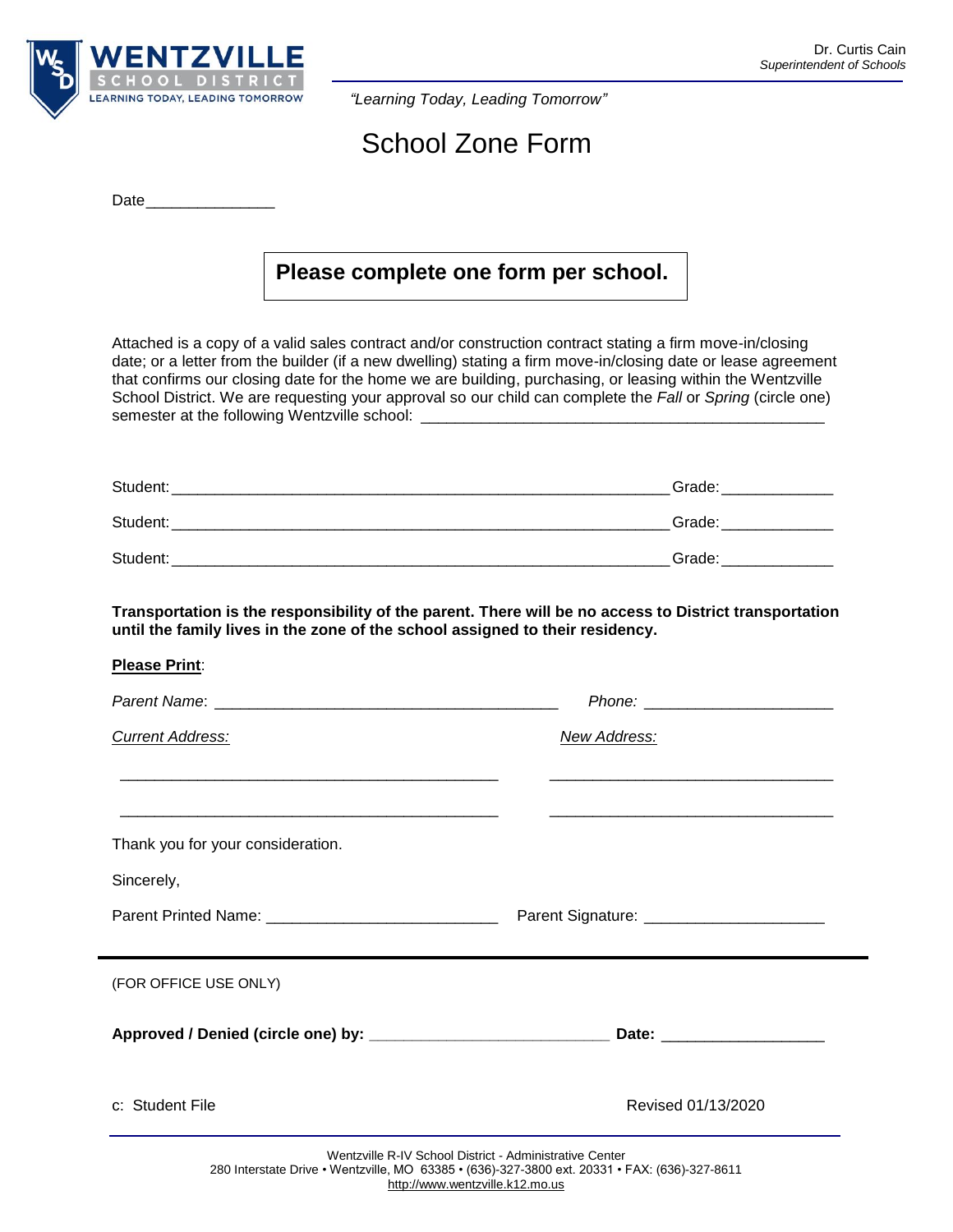WENTZVILLE SCHOOL DISTRICT
LEARNING TODAY, LEADING TOMORROW

Dr. Curtis Cain
*Superintendent of Schools*

*"Learning Today, Leading Tomorrow"*

# School Zone Form

Date_______________

**Please complete one form per school.**

Attached is a copy of a valid sales contract and/or construction contract stating a firm move-in/closing date; or a letter from the builder (if a new dwelling) stating a firm move-in/closing date or lease agreement that confirms our closing date for the home we are building, purchasing, or leasing within the Wentzville School District. We are requesting your approval so our child can complete the *Fall* or *Spring* (circle one) semester at the following Wentzville school: _______________________________________________

Student:___________________________________________________________ Grade:_____________

Student:___________________________________________________________ Grade:_____________

Student:___________________________________________________________ Grade:_____________

**Transportation is the responsibility of the parent. There will be no access to District transportation until the family lives in the zone of the school assigned to their residency.**

**Please Print**:

*Parent Name*: ________________________________________ *Phone*: _____________________

*Current Address:*

_____________________________________________

_____________________________________________

*New Address:*

_________________________________

_________________________________

Thank you for your consideration.

Sincerely,

Parent Printed Name: ___________________________ Parent Signature: _____________________

---

(FOR OFFICE USE ONLY)

**Approved / Denied (circle one) by:** ___________________________ **Date:** ___________________

c: Student File

Revised 01/13/2020

Wentzville R-IV School District - Administrative Center
280 Interstate Drive • Wentzville, MO 63385 • (636)-327-3800 ext. 20331 • FAX: (636)-327-8611
http://www.wentzville.k12.mo.us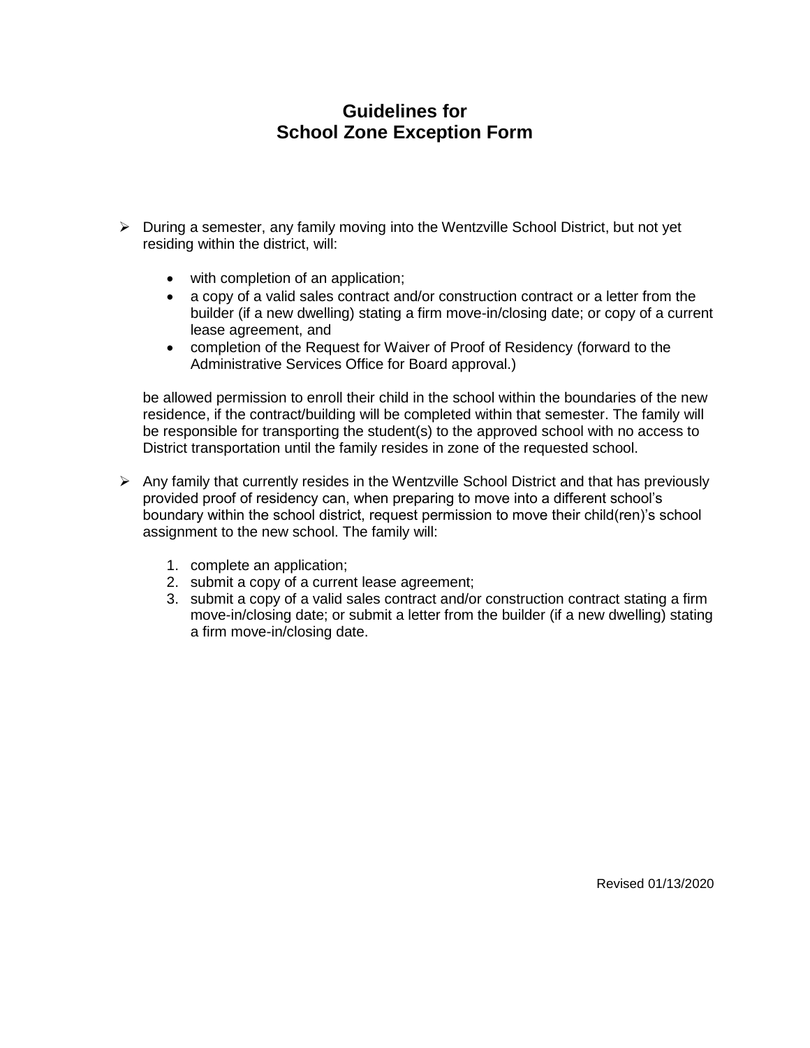# Guidelines for School Zone Exception Form

- During a semester, any family moving into the Wentzville School District, but not yet residing within the district, will:

  - with completion of an application;
  - a copy of a valid sales contract and/or construction contract or a letter from the builder (if a new dwelling) stating a firm move-in/closing date; or copy of a current lease agreement, and
  - completion of the Request for Waiver of Proof of Residency (forward to the Administrative Services Office for Board approval.)

  be allowed permission to enroll their child in the school within the boundaries of the new residence, if the contract/building will be completed within that semester. The family will be responsible for transporting the student(s) to the approved school with no access to District transportation until the family resides in zone of the requested school.

- Any family that currently resides in the Wentzville School District and that has previously provided proof of residency can, when preparing to move into a different school's boundary within the school district, request permission to move their child(ren)'s school assignment to the new school. The family will:

  1. complete an application;
  2. submit a copy of a current lease agreement;
  3. submit a copy of a valid sales contract and/or construction contract stating a firm move-in/closing date; or submit a letter from the builder (if a new dwelling) stating a firm move-in/closing date.

Revised 01/13/2020